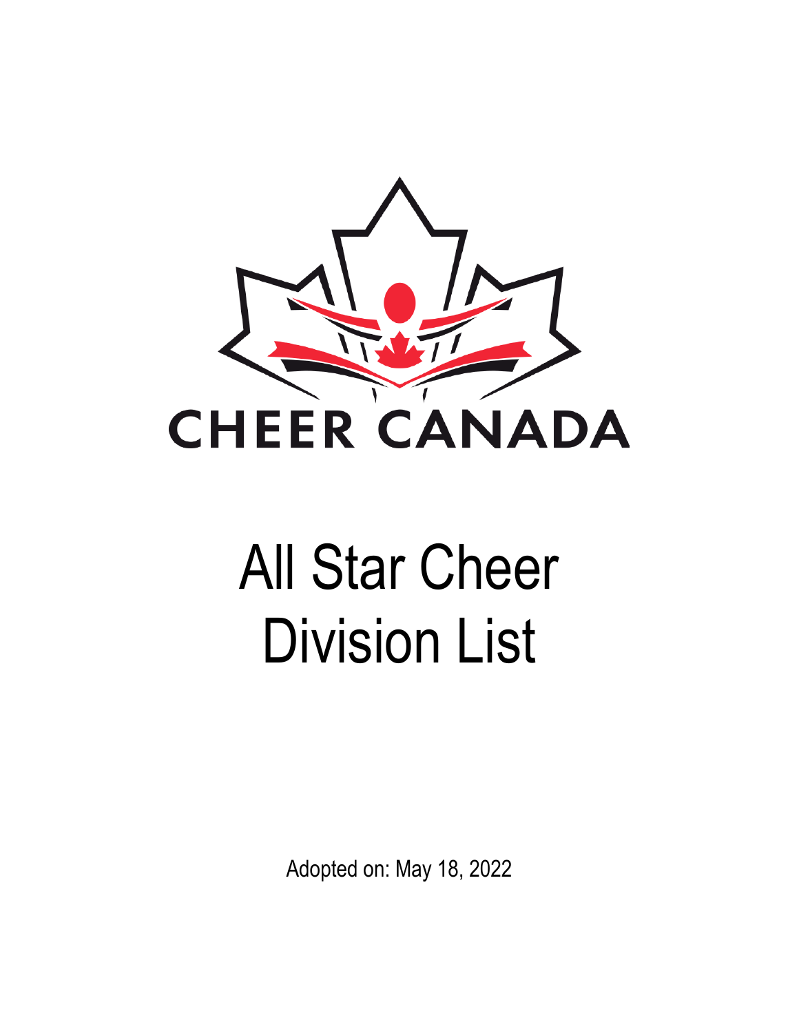CHEER CANADA

# All Star Cheer Division List

Adopted on: May 18, 2022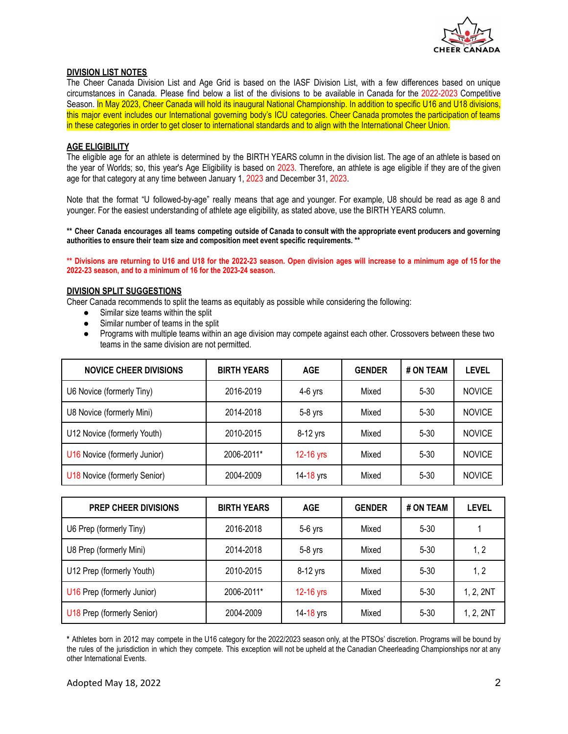## DIVISION LIST NOTES

The Cheer Canada Division List and Age Grid is based on the IASF Division List, with a few differences based on unique circumstances in Canada. Please find below a list of the divisions to be available in Canada for the 2022-2023 Competitive Season. In May 2023, Cheer Canada will hold its inaugural National Championship. In addition to specific U16 and U18 divisions, this major event includes our International governing body's ICU categories. Cheer Canada promotes the participation of teams in these categories in order to get closer to international standards and to align with the International Cheer Union.

## AGE ELIGIBILITY

The eligible age for an athlete is determined by the BIRTH YEARS column in the division list. The age of an athlete is based on the year of Worlds; so, this year's Age Eligibility is based on 2023. Therefore, an athlete is age eligible if they are of the given age for that category at any time between January 1, 2023 and December 31, 2023.

Note that the format "U followed-by-age" really means that age and younger. For example, U8 should be read as age 8 and younger. For the easiest understanding of athlete age eligibility, as stated above, use the BIRTH YEARS column.

**\*\* Cheer Canada encourages all teams competing outside of Canada to consult with the appropriate event producers and governing authorities to ensure their team size and composition meet event specific requirements. \*\***

**\*\* Divisions are returning to U16 and U18 for the 2022-23 season. Open division ages will increase to a minimum age of 15 for the 2022-23 season, and to a minimum of 16 for the 2023-24 season.**

## DIVISION SPLIT SUGGESTIONS

Cheer Canada recommends to split the teams as equitably as possible while considering the following:

- Similar size teams within the split
- Similar number of teams in the split
- Programs with multiple teams within an age division may compete against each other. Crossovers between these two teams in the same division are not permitted.

| NOVICE CHEER DIVISIONS | BIRTH YEARS | AGE | GENDER | # ON TEAM | LEVEL |
|---|---|---|---|---|---|
| U6 Novice (formerly Tiny) | 2016-2019 | 4-6 yrs | Mixed | 5-30 | NOVICE |
| U8 Novice (formerly Mini) | 2014-2018 | 5-8 yrs | Mixed | 5-30 | NOVICE |
| U12 Novice (formerly Youth) | 2010-2015 | 8-12 yrs | Mixed | 5-30 | NOVICE |
| U16 Novice (formerly Junior) | 2006-2011* | 12-16 yrs | Mixed | 5-30 | NOVICE |
| U18 Novice (formerly Senior) | 2004-2009 | 14-18 yrs | Mixed | 5-30 | NOVICE |

| PREP CHEER DIVISIONS | BIRTH YEARS | AGE | GENDER | # ON TEAM | LEVEL |
|---|---|---|---|---|---|
| U6 Prep (formerly Tiny) | 2016-2018 | 5-6 yrs | Mixed | 5-30 | 1 |
| U8 Prep (formerly Mini) | 2014-2018 | 5-8 yrs | Mixed | 5-30 | 1, 2 |
| U12 Prep (formerly Youth) | 2010-2015 | 8-12 yrs | Mixed | 5-30 | 1, 2 |
| U16 Prep (formerly Junior) | 2006-2011* | 12-16 yrs | Mixed | 5-30 | 1, 2, 2NT |
| U18 Prep (formerly Senior) | 2004-2009 | 14-18 yrs | Mixed | 5-30 | 1, 2, 2NT |

**\*** Athletes born in 2012 may compete in the U16 category for the 2022/2023 season only, at the PTSOs' discretion. Programs will be bound by the rules of the jurisdiction in which they compete. This exception will not be upheld at the Canadian Cheerleading Championships nor at any other International Events.

Adopted May 18, 2022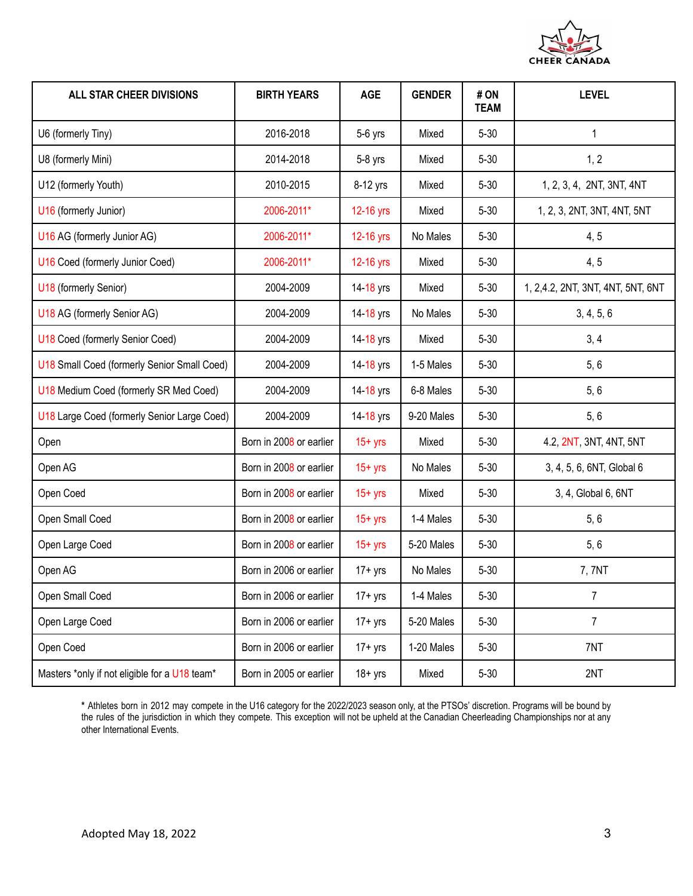| ALL STAR CHEER DIVISIONS | BIRTH YEARS | AGE | GENDER | # ON TEAM | LEVEL |
|---|---|---|---|---|---|
| U6 (formerly Tiny) | 2016-2018 | 5-6 yrs | Mixed | 5-30 | 1 |
| U8 (formerly Mini) | 2014-2018 | 5-8 yrs | Mixed | 5-30 | 1, 2 |
| U12 (formerly Youth) | 2010-2015 | 8-12 yrs | Mixed | 5-30 | 1, 2, 3, 4, 2NT, 3NT, 4NT |
| U16 (formerly Junior) | 2006-2011* | 12-16 yrs | Mixed | 5-30 | 1, 2, 3, 2NT, 3NT, 4NT, 5NT |
| U16 AG (formerly Junior AG) | 2006-2011* | 12-16 yrs | No Males | 5-30 | 4, 5 |
| U16 Coed (formerly Junior Coed) | 2006-2011* | 12-16 yrs | Mixed | 5-30 | 4, 5 |
| U18 (formerly Senior) | 2004-2009 | 14-18 yrs | Mixed | 5-30 | 1, 2,4.2, 2NT, 3NT, 4NT, 5NT, 6NT |
| U18 AG (formerly Senior AG) | 2004-2009 | 14-18 yrs | No Males | 5-30 | 3, 4, 5, 6 |
| U18 Coed (formerly Senior Coed) | 2004-2009 | 14-18 yrs | Mixed | 5-30 | 3, 4 |
| U18 Small Coed (formerly Senior Small Coed) | 2004-2009 | 14-18 yrs | 1-5 Males | 5-30 | 5, 6 |
| U18 Medium Coed (formerly SR Med Coed) | 2004-2009 | 14-18 yrs | 6-8 Males | 5-30 | 5, 6 |
| U18 Large Coed (formerly Senior Large Coed) | 2004-2009 | 14-18 yrs | 9-20 Males | 5-30 | 5, 6 |
| Open | Born in 2008 or earlier | 15+ yrs | Mixed | 5-30 | 4.2, 2NT, 3NT, 4NT, 5NT |
| Open AG | Born in 2008 or earlier | 15+ yrs | No Males | 5-30 | 3, 4, 5, 6, 6NT, Global 6 |
| Open Coed | Born in 2008 or earlier | 15+ yrs | Mixed | 5-30 | 3, 4, Global 6, 6NT |
| Open Small Coed | Born in 2008 or earlier | 15+ yrs | 1-4 Males | 5-30 | 5, 6 |
| Open Large Coed | Born in 2008 or earlier | 15+ yrs | 5-20 Males | 5-30 | 5, 6 |
| Open AG | Born in 2006 or earlier | 17+ yrs | No Males | 5-30 | 7, 7NT |
| Open Small Coed | Born in 2006 or earlier | 17+ yrs | 1-4 Males | 5-30 | 7 |
| Open Large Coed | Born in 2006 or earlier | 17+ yrs | 5-20 Males | 5-30 | 7 |
| Open Coed | Born in 2006 or earlier | 17+ yrs | 1-20 Males | 5-30 | 7NT |
| Masters *only if not eligible for a U18 team* | Born in 2005 or earlier | 18+ yrs | Mixed | 5-30 | 2NT |

* Athletes born in 2012 may compete in the U16 category for the 2022/2023 season only, at the PTSOs' discretion. Programs will be bound by the rules of the jurisdiction in which they compete. This exception will not be upheld at the Canadian Cheerleading Championships nor at any other International Events.

Adopted May 18, 2022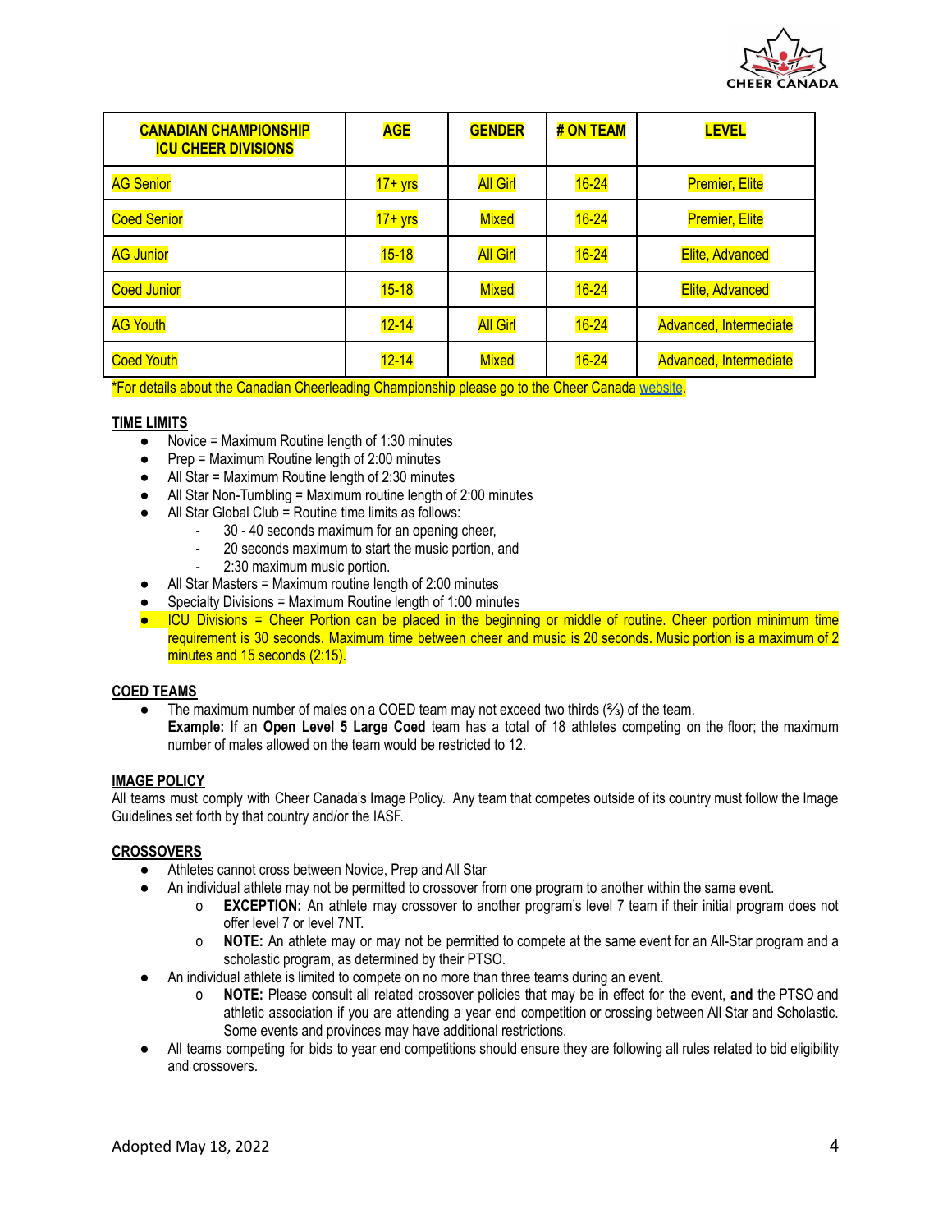| CANADIAN CHAMPIONSHIP ICU CHEER DIVISIONS | AGE | GENDER | # ON TEAM | LEVEL |
|---|---|---|---|---|
| AG Senior | 17+ yrs | All Girl | 16-24 | Premier, Elite |
| Coed Senior | 17+ yrs | Mixed | 16-24 | Premier, Elite |
| AG Junior | 15-18 | All Girl | 16-24 | Elite, Advanced |
| Coed Junior | 15-18 | Mixed | 16-24 | Elite, Advanced |
| AG Youth | 12-14 | All Girl | 16-24 | Advanced, Intermediate |
| Coed Youth | 12-14 | Mixed | 16-24 | Advanced, Intermediate |

*For details about the Canadian Cheerleading Championship please go to the Cheer Canada website.

**TIME LIMITS**

- Novice = Maximum Routine length of 1:30 minutes
- Prep = Maximum Routine length of 2:00 minutes
- All Star = Maximum Routine length of 2:30 minutes
- All Star Non-Tumbling = Maximum routine length of 2:00 minutes
- All Star Global Club = Routine time limits as follows:
  - 30 - 40 seconds maximum for an opening cheer,
  - 20 seconds maximum to start the music portion, and
  - 2:30 maximum music portion.
- All Star Masters = Maximum routine length of 2:00 minutes
- Specialty Divisions = Maximum Routine length of 1:00 minutes
- ICU Divisions = Cheer Portion can be placed in the beginning or middle of routine. Cheer portion minimum time requirement is 30 seconds. Maximum time between cheer and music is 20 seconds. Music portion is a maximum of 2 minutes and 15 seconds (2:15).

**COED TEAMS**

- The maximum number of males on a COED team may not exceed two thirds (⅔) of the team.
  **Example:** If an **Open Level 5 Large Coed** team has a total of 18 athletes competing on the floor; the maximum number of males allowed on the team would be restricted to 12.

**IMAGE POLICY**

All teams must comply with Cheer Canada's Image Policy. Any team that competes outside of its country must follow the Image Guidelines set forth by that country and/or the IASF.

**CROSSOVERS**

- Athletes cannot cross between Novice, Prep and All Star
- An individual athlete may not be permitted to crossover from one program to another within the same event.
  - **EXCEPTION:** An athlete may crossover to another program's level 7 team if their initial program does not offer level 7 or level 7NT.
  - **NOTE:** An athlete may or may not be permitted to compete at the same event for an All-Star program and a scholastic program, as determined by their PTSO.
- An individual athlete is limited to compete on no more than three teams during an event.
  - **NOTE:** Please consult all related crossover policies that may be in effect for the event, **and** the PTSO and athletic association if you are attending a year end competition or crossing between All Star and Scholastic. Some events and provinces may have additional restrictions.
- All teams competing for bids to year end competitions should ensure they are following all rules related to bid eligibility and crossovers.

Adopted May 18, 2022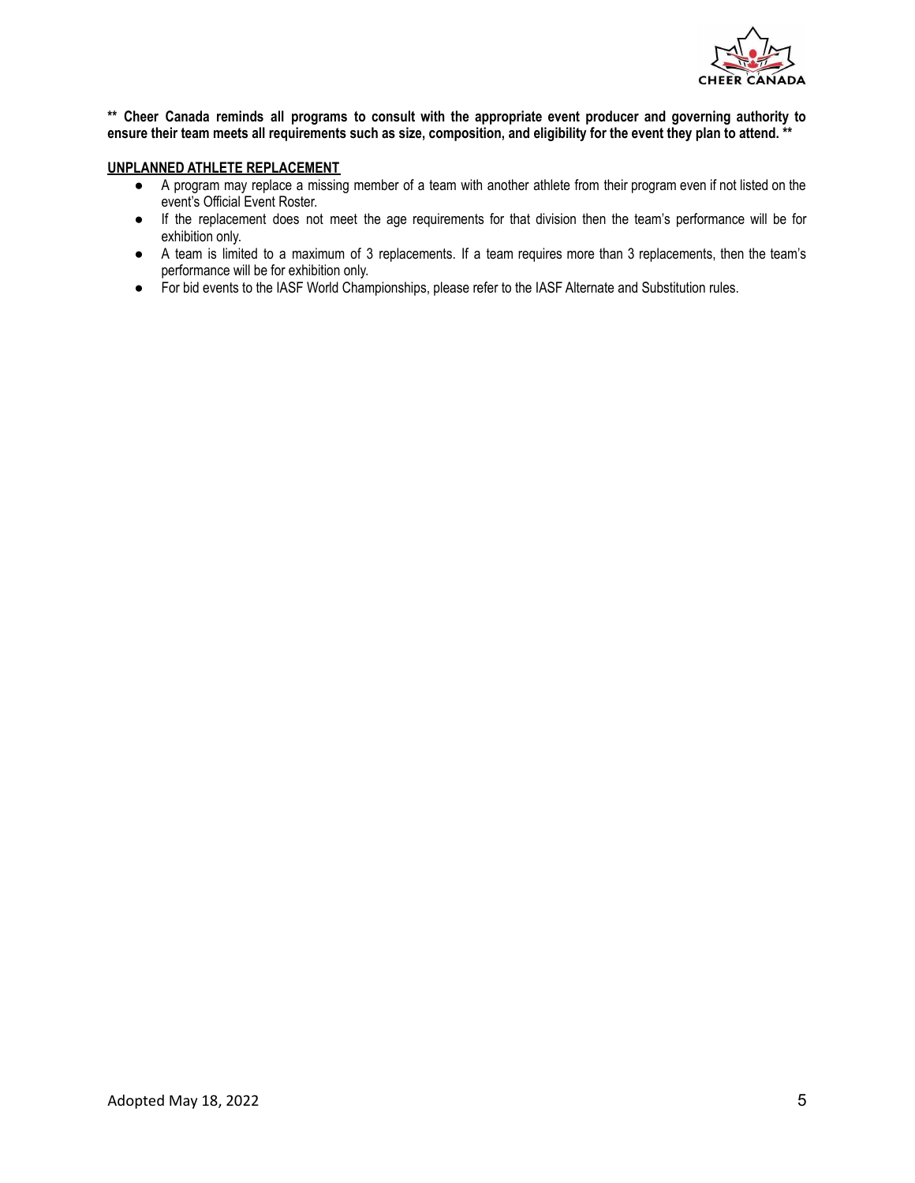**\*\* Cheer Canada reminds all programs to consult with the appropriate event producer and governing authority to ensure their team meets all requirements such as size, composition, and eligibility for the event they plan to attend. \*\***

## UNPLANNED ATHLETE REPLACEMENT

- A program may replace a missing member of a team with another athlete from their program even if not listed on the event's Official Event Roster.
- If the replacement does not meet the age requirements for that division then the team's performance will be for exhibition only.
- A team is limited to a maximum of 3 replacements. If a team requires more than 3 replacements, then the team's performance will be for exhibition only.
- For bid events to the IASF World Championships, please refer to the IASF Alternate and Substitution rules.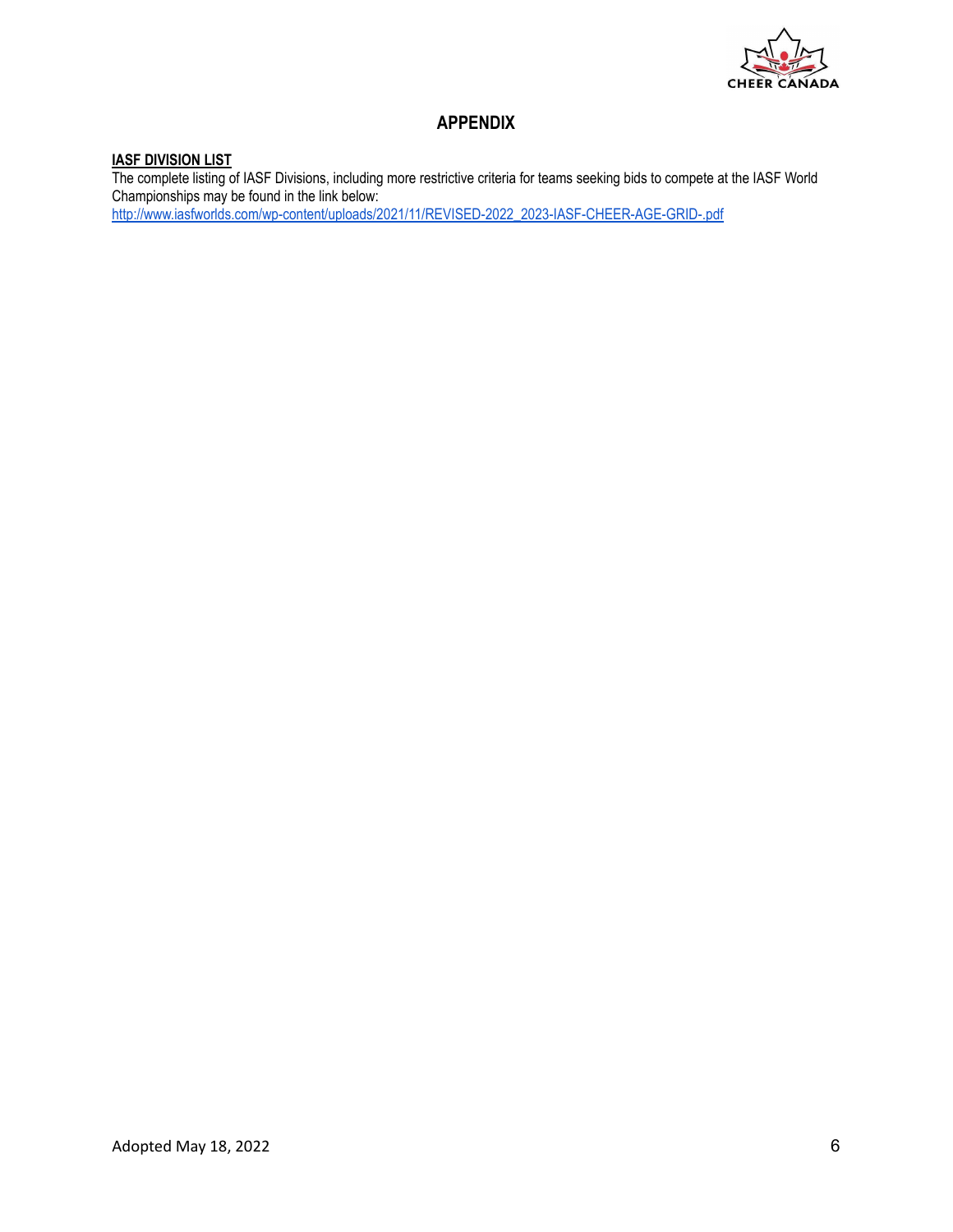# APPENDIX

**IASF DIVISION LIST**

The complete listing of IASF Divisions, including more restrictive criteria for teams seeking bids to compete at the IASF World Championships may be found in the link below:

http://www.iasfworlds.com/wp-content/uploads/2021/11/REVISED-2022_2023-IASF-CHEER-AGE-GRID-.pdf